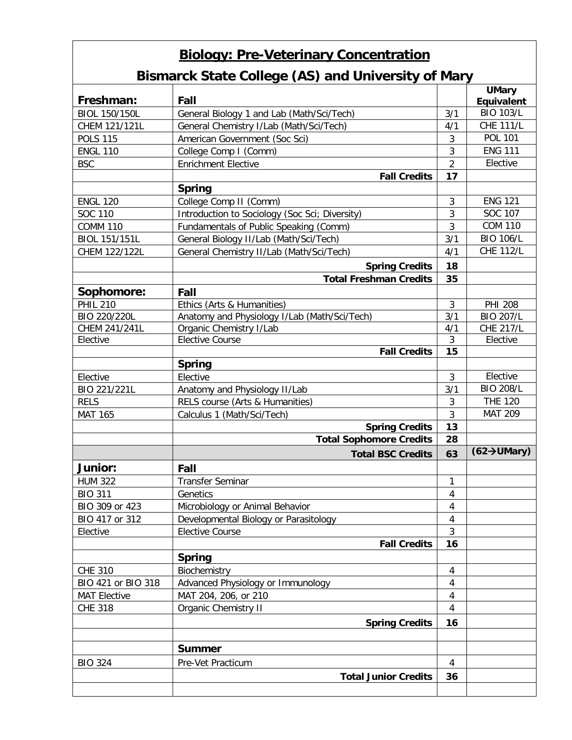# Biology: Pre-Veterinary Concentration

## Bismarck State College (AS) and University of Mary

| Freshman: | Fall | | UMary Equivalent |
|---|---|---|---|
| BIOL 150/150L | General Biology 1 and Lab (Math/Sci/Tech) | 3/1 | BIO 103/L |
| CHEM 121/121L | General Chemistry I/Lab (Math/Sci/Tech) | 4/1 | CHE 111/L |
| POLS 115 | American Government (Soc Sci) | 3 | POL 101 |
| ENGL 110 | College Comp I (Comm) | 3 | ENG 111 |
| BSC | Enrichment Elective | 2 | Elective |
| | **Fall Credits** | **17** | |
| | **Spring** | | |
| ENGL 120 | College Comp II (Comm) | 3 | ENG 121 |
| SOC 110 | Introduction to Sociology (Soc Sci; Diversity) | 3 | SOC 107 |
| COMM 110 | Fundamentals of Public Speaking (Comm) | 3 | COM 110 |
| BIOL 151/151L | General Biology II/Lab (Math/Sci/Tech) | 3/1 | BIO 106/L |
| CHEM 122/122L | General Chemistry II/Lab (Math/Sci/Tech) | 4/1 | CHE 112/L |
| | **Spring Credits** | **18** | |
| | **Total Freshman Credits** | **35** | |
| **Sophomore:** | **Fall** | | |
| PHIL 210 | Ethics (Arts & Humanities) | 3 | PHI 208 |
| BIO 220/220L | Anatomy and Physiology I/Lab (Math/Sci/Tech) | 3/1 | BIO 207/L |
| CHEM 241/241L | Organic Chemistry I/Lab | 4/1 | CHE 217/L |
| Elective | Elective Course | 3 | Elective |
| | **Fall Credits** | **15** | |
| | **Spring** | | |
| Elective | Elective | 3 | Elective |
| BIO 221/221L | Anatomy and Physiology II/Lab | 3/1 | BIO 208/L |
| RELS | RELS course (Arts & Humanities) | 3 | THE 120 |
| MAT 165 | Calculus 1 (Math/Sci/Tech) | 3 | MAT 209 |
| | **Spring Credits** | **13** | |
| | **Total Sophomore Credits** | **28** | |
| | **Total BSC Credits** | **63** | **(62→UMary)** |
| **Junior:** | **Fall** | | |
| HUM 322 | Transfer Seminar | 1 | |
| BIO 311 | Genetics | 4 | |
| BIO 309 or 423 | Microbiology or Animal Behavior | 4 | |
| BIO 417 or 312 | Developmental Biology or Parasitology | 4 | |
| Elective | Elective Course | 3 | |
| | **Fall Credits** | **16** | |
| | **Spring** | | |
| CHE 310 | Biochemistry | 4 | |
| BIO 421 or BIO 318 | Advanced Physiology or Immunology | 4 | |
| MAT Elective | MAT 204, 206, or 210 | 4 | |
| CHE 318 | Organic Chemistry II | 4 | |
| | **Spring Credits** | **16** | |
| | | | |
| | **Summer** | | |
| BIO 324 | Pre-Vet Practicum | 4 | |
| | **Total Junior Credits** | **36** | |
| | | | |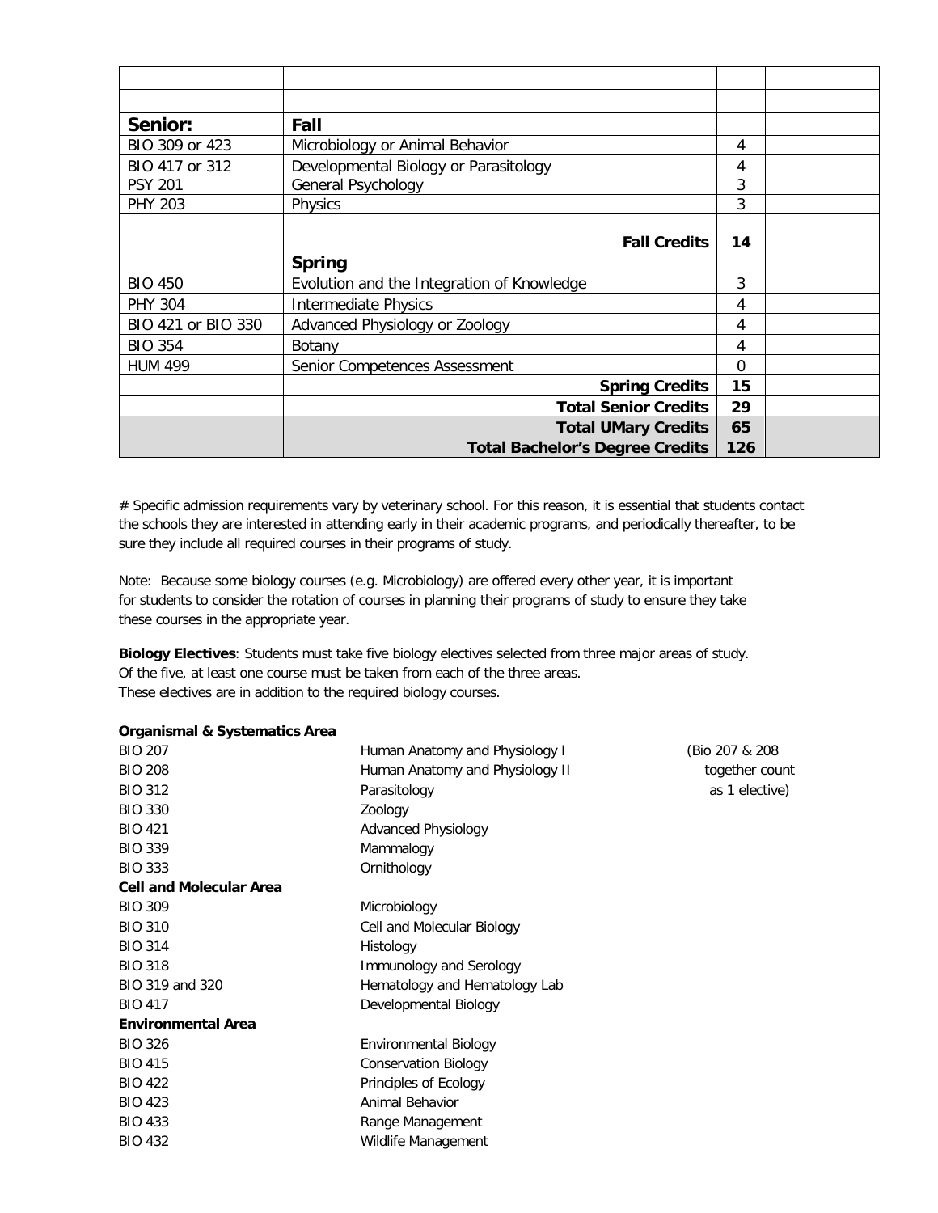| | | | |
|---|---|---|---|
| | | | |
| | | | |
| **Senior:** | **Fall** | | |
| BIO 309 or 423 | Microbiology or Animal Behavior | 4 | |
| BIO 417 or 312 | Developmental Biology or Parasitology | 4 | |
| PSY 201 | General Psychology | 3 | |
| PHY 203 | Physics | 3 | |
| | **Fall Credits** | **14** | |
| | **Spring** | | |
| BIO 450 | Evolution and the Integration of Knowledge | 3 | |
| PHY 304 | Intermediate Physics | 4 | |
| BIO 421 or BIO 330 | Advanced Physiology or Zoology | 4 | |
| BIO 354 | Botany | 4 | |
| HUM 499 | Senior Competences Assessment | 0 | |
| | **Spring Credits** | **15** | |
| | **Total Senior Credits** | **29** | |
| | **Total UMary Credits** | **65** | |
| | **Total Bachelor's Degree Credits** | **126** | |

# Specific admission requirements vary by veterinary school. For this reason, it is essential that students contact the schools they are interested in attending early in their academic programs, and periodically thereafter, to be sure they include all required courses in their programs of study.

Note: Because some biology courses (e.g. Microbiology) are offered every other year, it is important for students to consider the rotation of courses in planning their programs of study to ensure they take these courses in the appropriate year.

**Biology Electives**: Students must take five biology electives selected from three major areas of study. Of the five, at least one course must be taken from each of the three areas. These electives are in addition to the required biology courses.

**Organismal & Systematics Area**

| | | |
|---|---|---|
| BIO 207 | Human Anatomy and Physiology I | (Bio 207 & 208 together count as 1 elective) |
| BIO 208 | Human Anatomy and Physiology II | |
| BIO 312 | Parasitology | |
| BIO 330 | Zoology | |
| BIO 421 | Advanced Physiology | |
| BIO 339 | Mammalogy | |
| BIO 333 | Ornithology | |

**Cell and Molecular Area**

| | |
|---|---|
| BIO 309 | Microbiology |
| BIO 310 | Cell and Molecular Biology |
| BIO 314 | Histology |
| BIO 318 | Immunology and Serology |
| BIO 319 and 320 | Hematology and Hematology Lab |
| BIO 417 | Developmental Biology |

**Environmental Area**

| | |
|---|---|
| BIO 326 | Environmental Biology |
| BIO 415 | Conservation Biology |
| BIO 422 | Principles of Ecology |
| BIO 423 | Animal Behavior |
| BIO 433 | Range Management |
| BIO 432 | Wildlife Management |